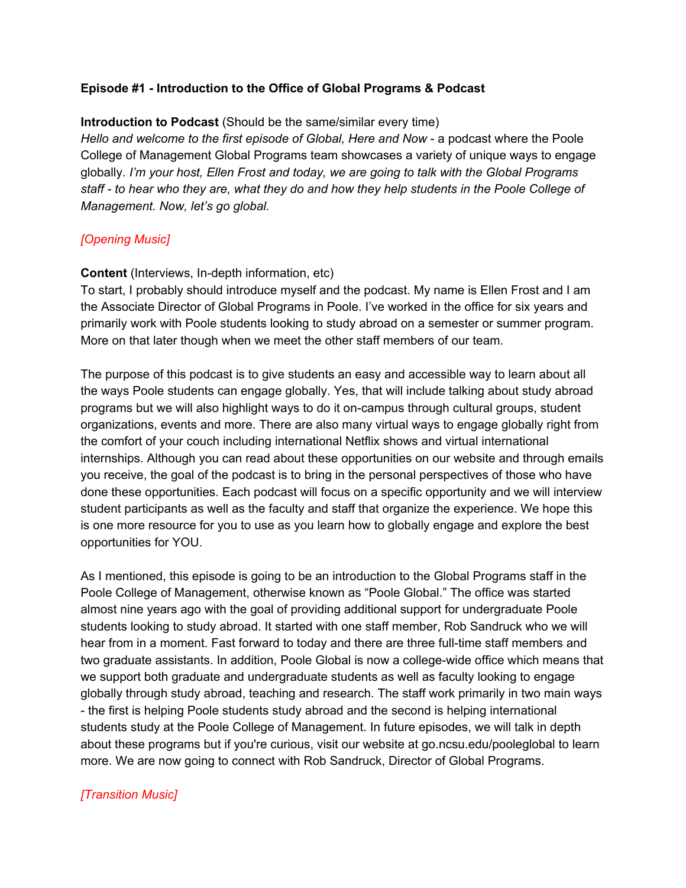**Episode #1 - Introduction to the Office of Global Programs & Podcast**

**Introduction to Podcast** (Should be the same/similar every time)
*Hello and welcome to the first episode of Global, Here and Now* - a podcast where the Poole College of Management Global Programs team showcases a variety of unique ways to engage globally. *I'm your host, Ellen Frost and today, we are going to talk with the Global Programs staff - to hear who they are, what they do and how they help students in the Poole College of Management. Now, let's go global.*

*[Opening Music]*

**Content** (Interviews, In-depth information, etc)
To start, I probably should introduce myself and the podcast. My name is Ellen Frost and I am the Associate Director of Global Programs in Poole. I've worked in the office for six years and primarily work with Poole students looking to study abroad on a semester or summer program. More on that later though when we meet the other staff members of our team.

The purpose of this podcast is to give students an easy and accessible way to learn about all the ways Poole students can engage globally. Yes, that will include talking about study abroad programs but we will also highlight ways to do it on-campus through cultural groups, student organizations, events and more. There are also many virtual ways to engage globally right from the comfort of your couch including international Netflix shows and virtual international internships. Although you can read about these opportunities on our website and through emails you receive, the goal of the podcast is to bring in the personal perspectives of those who have done these opportunities. Each podcast will focus on a specific opportunity and we will interview student participants as well as the faculty and staff that organize the experience. We hope this is one more resource for you to use as you learn how to globally engage and explore the best opportunities for YOU.

As I mentioned, this episode is going to be an introduction to the Global Programs staff in the Poole College of Management, otherwise known as "Poole Global." The office was started almost nine years ago with the goal of providing additional support for undergraduate Poole students looking to study abroad. It started with one staff member, Rob Sandruck who we will hear from in a moment. Fast forward to today and there are three full-time staff members and two graduate assistants. In addition, Poole Global is now a college-wide office which means that we support both graduate and undergraduate students as well as faculty looking to engage globally through study abroad, teaching and research. The staff work primarily in two main ways - the first is helping Poole students study abroad and the second is helping international students study at the Poole College of Management. In future episodes, we will talk in depth about these programs but if you're curious, visit our website at go.ncsu.edu/pooleglobal to learn more. We are now going to connect with Rob Sandruck, Director of Global Programs.

*[Transition Music]*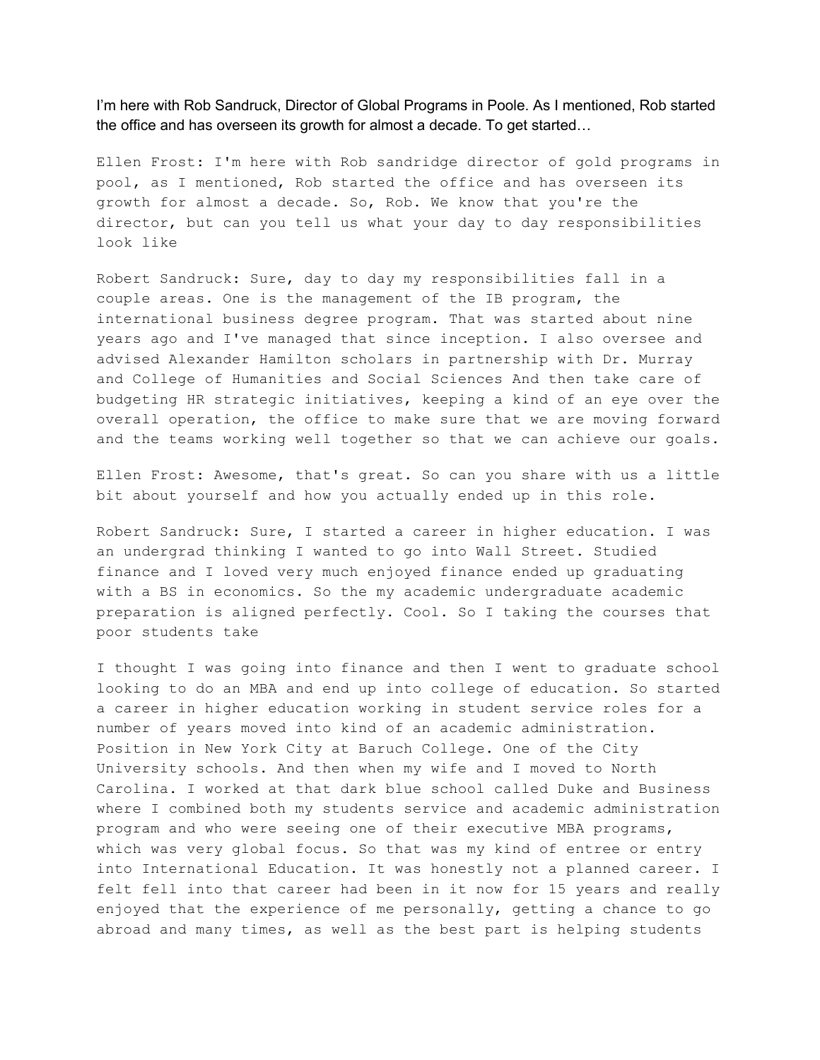I'm here with Rob Sandruck, Director of Global Programs in Poole. As I mentioned, Rob started the office and has overseen its growth for almost a decade. To get started…

Ellen Frost: I'm here with Rob sandridge director of gold programs in pool, as I mentioned, Rob started the office and has overseen its growth for almost a decade. So, Rob. We know that you're the director, but can you tell us what your day to day responsibilities look like

Robert Sandruck: Sure, day to day my responsibilities fall in a couple areas. One is the management of the IB program, the international business degree program. That was started about nine years ago and I've managed that since inception. I also oversee and advised Alexander Hamilton scholars in partnership with Dr. Murray and College of Humanities and Social Sciences And then take care of budgeting HR strategic initiatives, keeping a kind of an eye over the overall operation, the office to make sure that we are moving forward and the teams working well together so that we can achieve our goals.

Ellen Frost: Awesome, that's great. So can you share with us a little bit about yourself and how you actually ended up in this role.

Robert Sandruck: Sure, I started a career in higher education. I was an undergrad thinking I wanted to go into Wall Street. Studied finance and I loved very much enjoyed finance ended up graduating with a BS in economics. So the my academic undergraduate academic preparation is aligned perfectly. Cool. So I taking the courses that poor students take

I thought I was going into finance and then I went to graduate school looking to do an MBA and end up into college of education. So started a career in higher education working in student service roles for a number of years moved into kind of an academic administration. Position in New York City at Baruch College. One of the City University schools. And then when my wife and I moved to North Carolina. I worked at that dark blue school called Duke and Business where I combined both my students service and academic administration program and who were seeing one of their executive MBA programs, which was very global focus. So that was my kind of entree or entry into International Education. It was honestly not a planned career. I felt fell into that career had been in it now for 15 years and really enjoyed that the experience of me personally, getting a chance to go abroad and many times, as well as the best part is helping students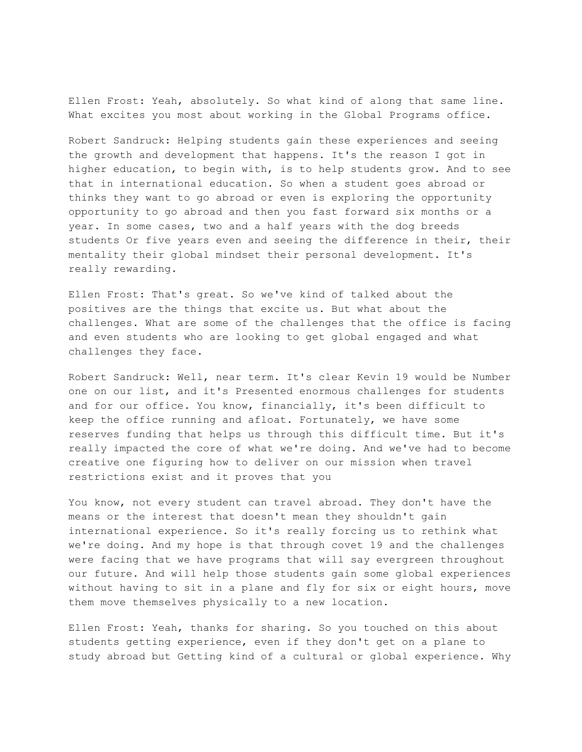Ellen Frost: Yeah, absolutely. So what kind of along that same line. What excites you most about working in the Global Programs office.

Robert Sandruck: Helping students gain these experiences and seeing the growth and development that happens. It's the reason I got in higher education, to begin with, is to help students grow. And to see that in international education. So when a student goes abroad or thinks they want to go abroad or even is exploring the opportunity opportunity to go abroad and then you fast forward six months or a year. In some cases, two and a half years with the dog breeds students Or five years even and seeing the difference in their, their mentality their global mindset their personal development. It's really rewarding.

Ellen Frost: That's great. So we've kind of talked about the positives are the things that excite us. But what about the challenges. What are some of the challenges that the office is facing and even students who are looking to get global engaged and what challenges they face.

Robert Sandruck: Well, near term. It's clear Kevin 19 would be Number one on our list, and it's Presented enormous challenges for students and for our office. You know, financially, it's been difficult to keep the office running and afloat. Fortunately, we have some reserves funding that helps us through this difficult time. But it's really impacted the core of what we're doing. And we've had to become creative one figuring how to deliver on our mission when travel restrictions exist and it proves that you

You know, not every student can travel abroad. They don't have the means or the interest that doesn't mean they shouldn't gain international experience. So it's really forcing us to rethink what we're doing. And my hope is that through covet 19 and the challenges were facing that we have programs that will say evergreen throughout our future. And will help those students gain some global experiences without having to sit in a plane and fly for six or eight hours, move them move themselves physically to a new location.

Ellen Frost: Yeah, thanks for sharing. So you touched on this about students getting experience, even if they don't get on a plane to study abroad but Getting kind of a cultural or global experience. Why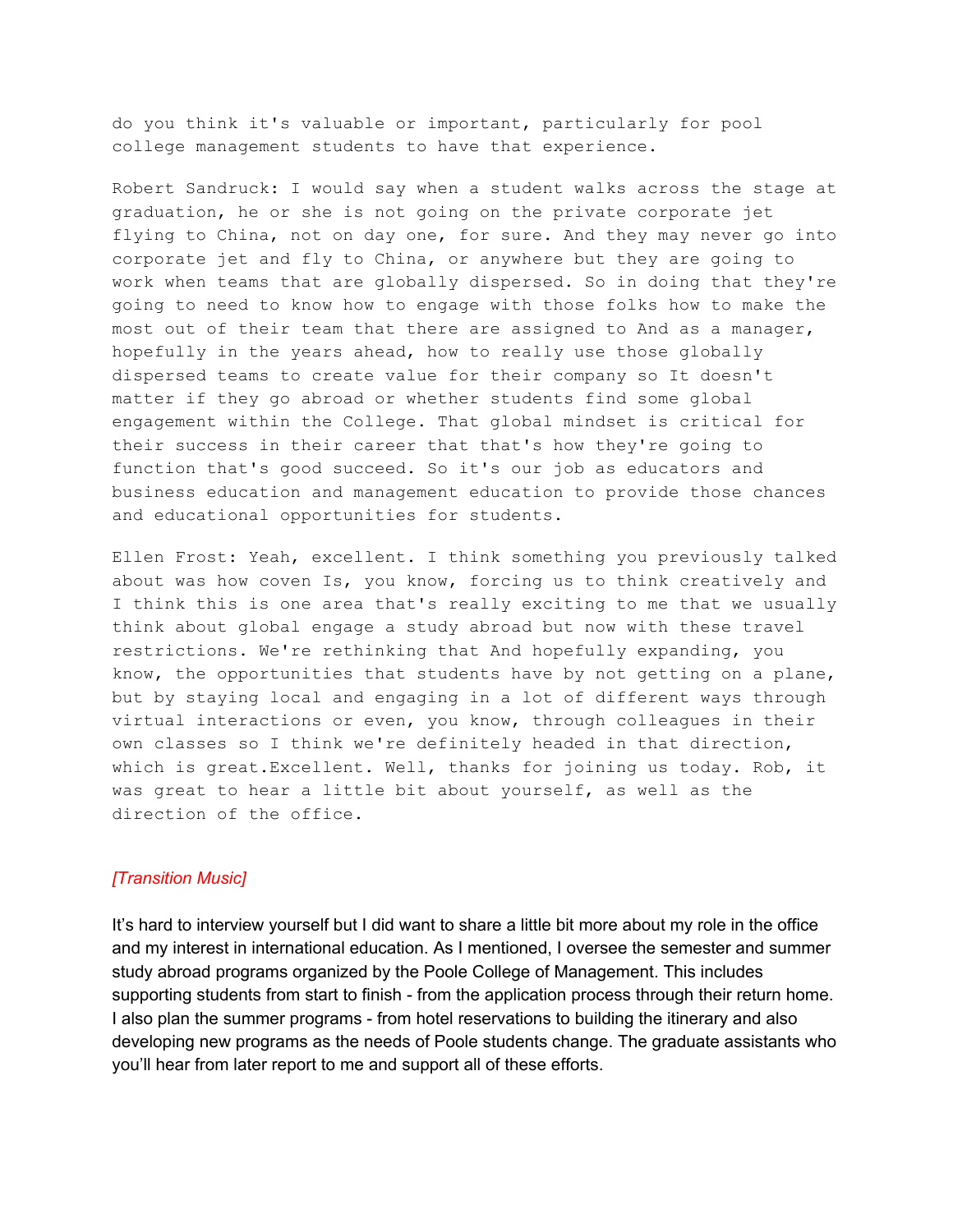do you think it's valuable or important, particularly for pool college management students to have that experience.

Robert Sandruck: I would say when a student walks across the stage at graduation, he or she is not going on the private corporate jet flying to China, not on day one, for sure. And they may never go into corporate jet and fly to China, or anywhere but they are going to work when teams that are globally dispersed. So in doing that they're going to need to know how to engage with those folks how to make the most out of their team that there are assigned to And as a manager, hopefully in the years ahead, how to really use those globally dispersed teams to create value for their company so It doesn't matter if they go abroad or whether students find some global engagement within the College. That global mindset is critical for their success in their career that that's how they're going to function that's good succeed. So it's our job as educators and business education and management education to provide those chances and educational opportunities for students.

Ellen Frost: Yeah, excellent. I think something you previously talked about was how coven Is, you know, forcing us to think creatively and I think this is one area that's really exciting to me that we usually think about global engage a study abroad but now with these travel restrictions. We're rethinking that And hopefully expanding, you know, the opportunities that students have by not getting on a plane, but by staying local and engaging in a lot of different ways through virtual interactions or even, you know, through colleagues in their own classes so I think we're definitely headed in that direction, which is great.Excellent. Well, thanks for joining us today. Rob, it was great to hear a little bit about yourself, as well as the direction of the office.

*[Transition Music]*

It's hard to interview yourself but I did want to share a little bit more about my role in the office and my interest in international education. As I mentioned, I oversee the semester and summer study abroad programs organized by the Poole College of Management. This includes supporting students from start to finish - from the application process through their return home. I also plan the summer programs - from hotel reservations to building the itinerary and also developing new programs as the needs of Poole students change. The graduate assistants who you'll hear from later report to me and support all of these efforts.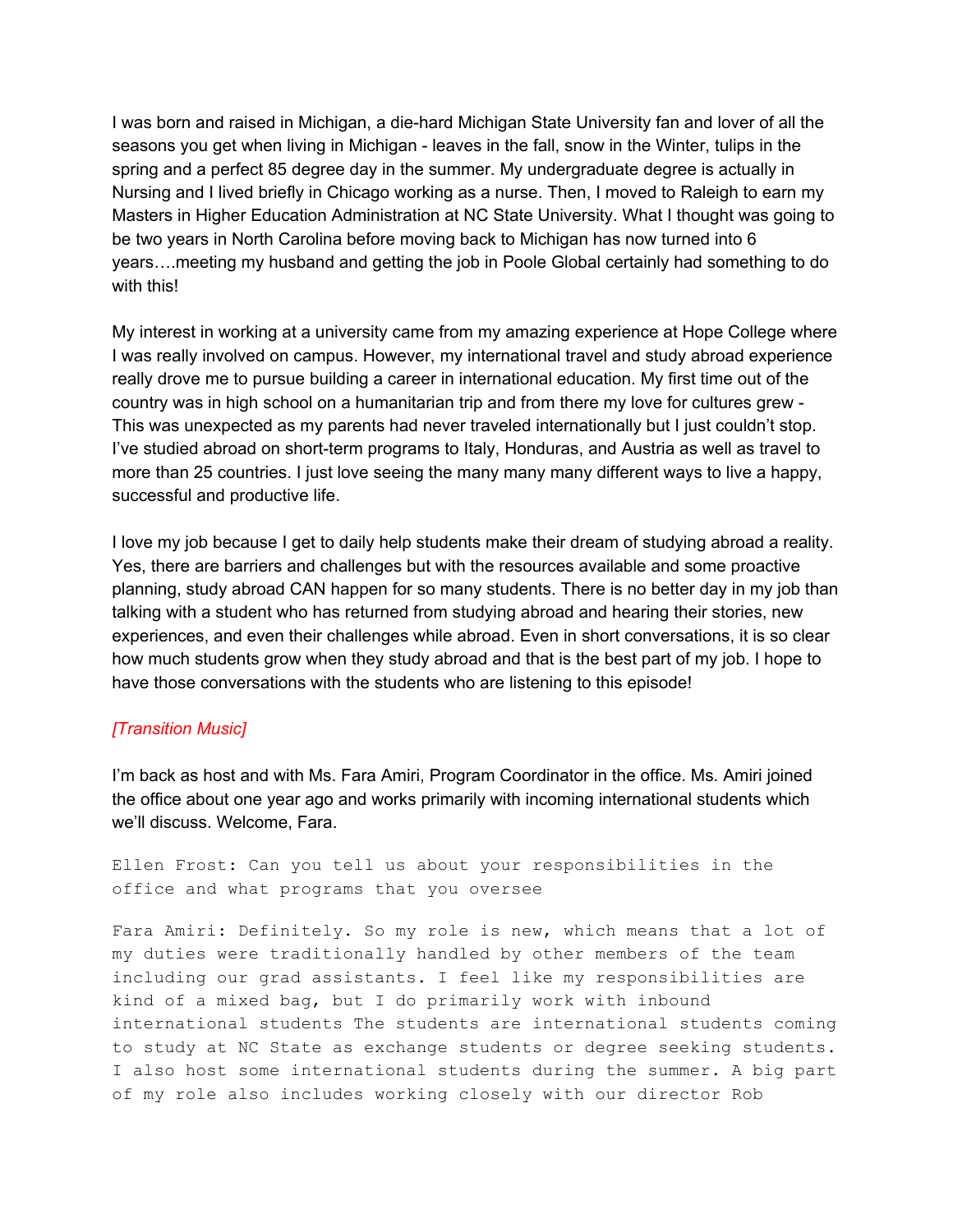I was born and raised in Michigan, a die-hard Michigan State University fan and lover of all the seasons you get when living in Michigan - leaves in the fall, snow in the Winter, tulips in the spring and a perfect 85 degree day in the summer. My undergraduate degree is actually in Nursing and I lived briefly in Chicago working as a nurse. Then, I moved to Raleigh to earn my Masters in Higher Education Administration at NC State University. What I thought was going to be two years in North Carolina before moving back to Michigan has now turned into 6 years….meeting my husband and getting the job in Poole Global certainly had something to do with this!

My interest in working at a university came from my amazing experience at Hope College where I was really involved on campus. However, my international travel and study abroad experience really drove me to pursue building a career in international education. My first time out of the country was in high school on a humanitarian trip and from there my love for cultures grew - This was unexpected as my parents had never traveled internationally but I just couldn't stop. I've studied abroad on short-term programs to Italy, Honduras, and Austria as well as travel to more than 25 countries. I just love seeing the many many many different ways to live a happy, successful and productive life.

I love my job because I get to daily help students make their dream of studying abroad a reality. Yes, there are barriers and challenges but with the resources available and some proactive planning, study abroad CAN happen for so many students. There is no better day in my job than talking with a student who has returned from studying abroad and hearing their stories, new experiences, and even their challenges while abroad. Even in short conversations, it is so clear how much students grow when they study abroad and that is the best part of my job. I hope to have those conversations with the students who are listening to this episode!

*[Transition Music]*

I'm back as host and with Ms. Fara Amiri, Program Coordinator in the office. Ms. Amiri joined the office about one year ago and works primarily with incoming international students which we'll discuss. Welcome, Fara.

```
Ellen Frost: Can you tell us about your responsibilities in the
office and what programs that you oversee

Fara Amiri: Definitely. So my role is new, which means that a lot of
my duties were traditionally handled by other members of the team
including our grad assistants. I feel like my responsibilities are
kind of a mixed bag, but I do primarily work with inbound
international students The students are international students coming
to study at NC State as exchange students or degree seeking students.
I also host some international students during the summer. A big part
of my role also includes working closely with our director Rob
```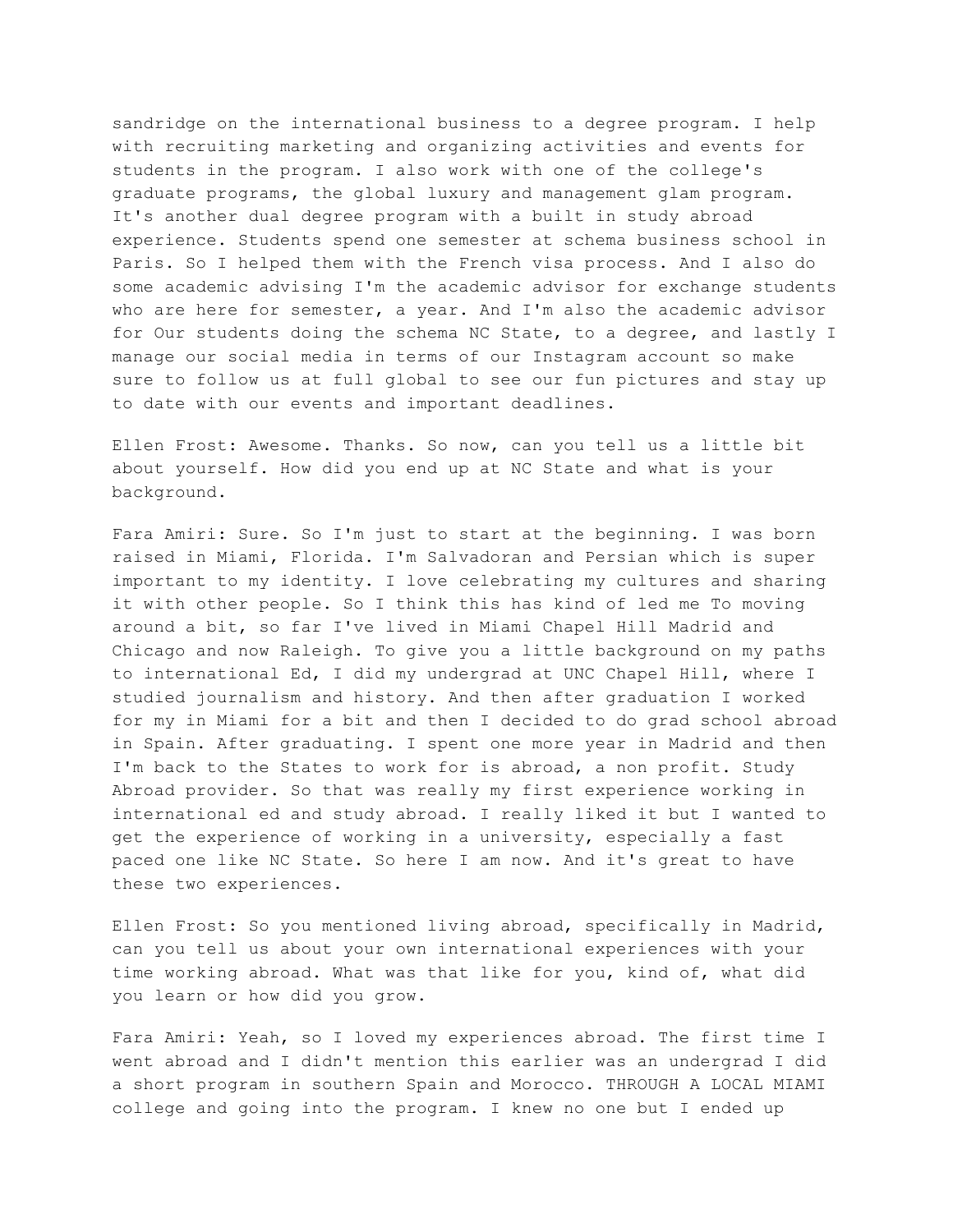sandridge on the international business to a degree program. I help with recruiting marketing and organizing activities and events for students in the program. I also work with one of the college's graduate programs, the global luxury and management glam program. It's another dual degree program with a built in study abroad experience. Students spend one semester at schema business school in Paris. So I helped them with the French visa process. And I also do some academic advising I'm the academic advisor for exchange students who are here for semester, a year. And I'm also the academic advisor for Our students doing the schema NC State, to a degree, and lastly I manage our social media in terms of our Instagram account so make sure to follow us at full global to see our fun pictures and stay up to date with our events and important deadlines.

Ellen Frost: Awesome. Thanks. So now, can you tell us a little bit about yourself. How did you end up at NC State and what is your background.

Fara Amiri: Sure. So I'm just to start at the beginning. I was born raised in Miami, Florida. I'm Salvadoran and Persian which is super important to my identity. I love celebrating my cultures and sharing it with other people. So I think this has kind of led me To moving around a bit, so far I've lived in Miami Chapel Hill Madrid and Chicago and now Raleigh. To give you a little background on my paths to international Ed, I did my undergrad at UNC Chapel Hill, where I studied journalism and history. And then after graduation I worked for my in Miami for a bit and then I decided to do grad school abroad in Spain. After graduating. I spent one more year in Madrid and then I'm back to the States to work for is abroad, a non profit. Study Abroad provider. So that was really my first experience working in international ed and study abroad. I really liked it but I wanted to get the experience of working in a university, especially a fast paced one like NC State. So here I am now. And it's great to have these two experiences.

Ellen Frost: So you mentioned living abroad, specifically in Madrid, can you tell us about your own international experiences with your time working abroad. What was that like for you, kind of, what did you learn or how did you grow.

Fara Amiri: Yeah, so I loved my experiences abroad. The first time I went abroad and I didn't mention this earlier was an undergrad I did a short program in southern Spain and Morocco. THROUGH A LOCAL MIAMI college and going into the program. I knew no one but I ended up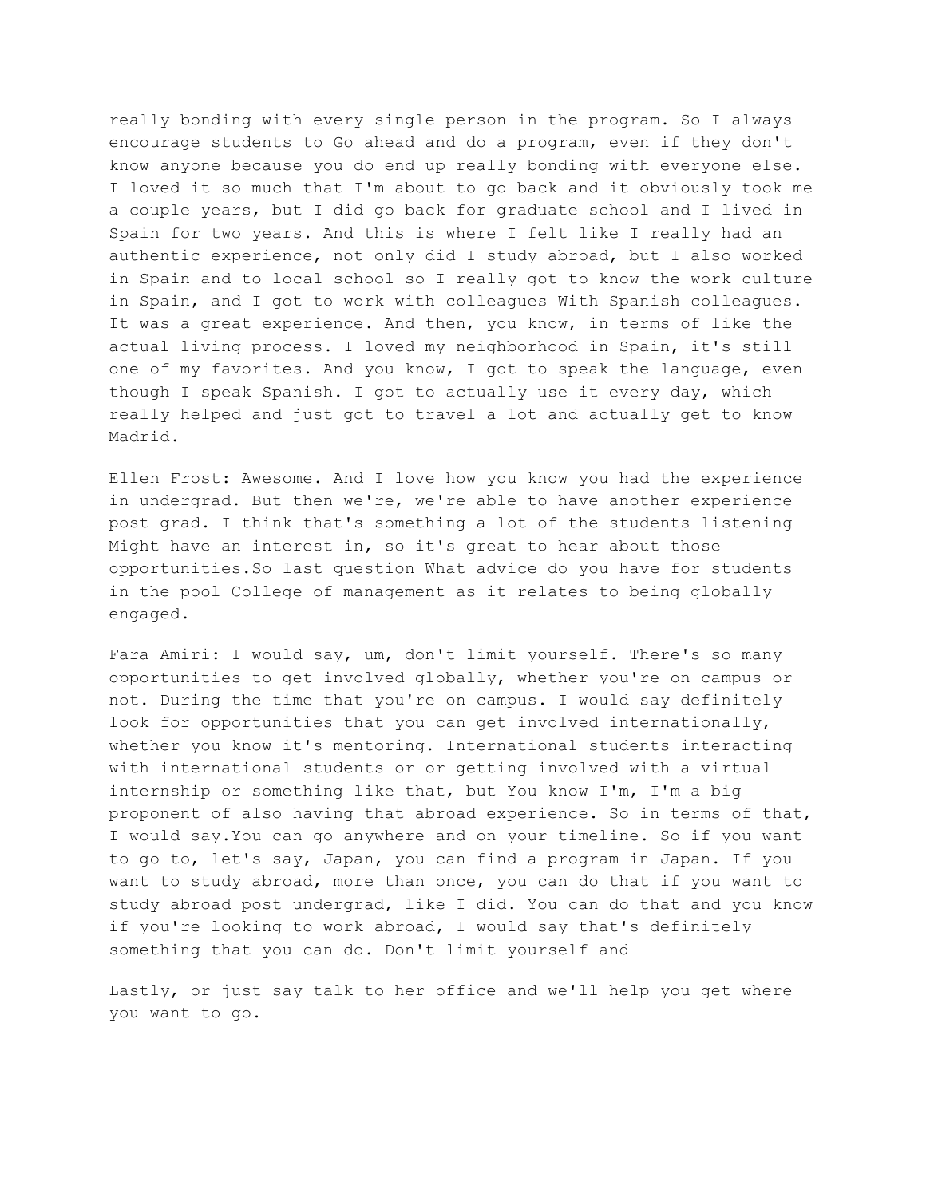really bonding with every single person in the program. So I always encourage students to Go ahead and do a program, even if they don't know anyone because you do end up really bonding with everyone else. I loved it so much that I'm about to go back and it obviously took me a couple years, but I did go back for graduate school and I lived in Spain for two years. And this is where I felt like I really had an authentic experience, not only did I study abroad, but I also worked in Spain and to local school so I really got to know the work culture in Spain, and I got to work with colleagues With Spanish colleagues. It was a great experience. And then, you know, in terms of like the actual living process. I loved my neighborhood in Spain, it's still one of my favorites. And you know, I got to speak the language, even though I speak Spanish. I got to actually use it every day, which really helped and just got to travel a lot and actually get to know Madrid.

Ellen Frost: Awesome. And I love how you know you had the experience in undergrad. But then we're, we're able to have another experience post grad. I think that's something a lot of the students listening Might have an interest in, so it's great to hear about those opportunities.So last question What advice do you have for students in the pool College of management as it relates to being globally engaged.

Fara Amiri: I would say, um, don't limit yourself. There's so many opportunities to get involved globally, whether you're on campus or not. During the time that you're on campus. I would say definitely look for opportunities that you can get involved internationally, whether you know it's mentoring. International students interacting with international students or or getting involved with a virtual internship or something like that, but You know I'm, I'm a big proponent of also having that abroad experience. So in terms of that, I would say.You can go anywhere and on your timeline. So if you want to go to, let's say, Japan, you can find a program in Japan. If you want to study abroad, more than once, you can do that if you want to study abroad post undergrad, like I did. You can do that and you know if you're looking to work abroad, I would say that's definitely something that you can do. Don't limit yourself and

Lastly, or just say talk to her office and we'll help you get where you want to go.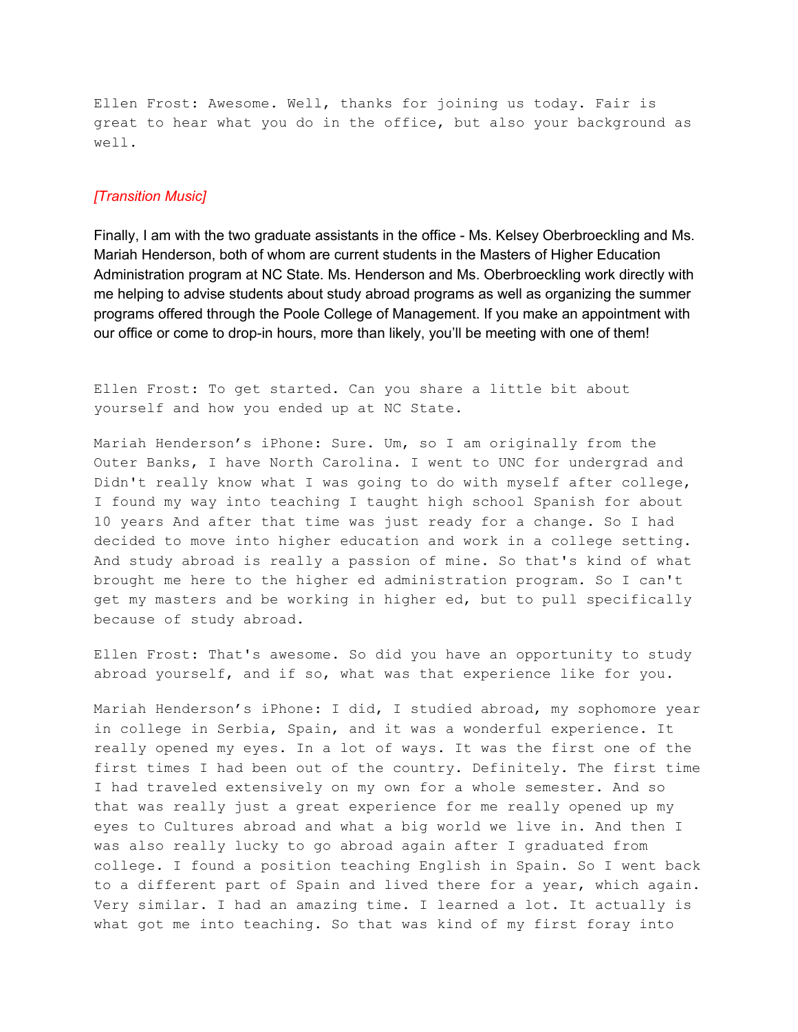Ellen Frost: Awesome. Well, thanks for joining us today. Fair is great to hear what you do in the office, but also your background as well.

*[Transition Music]*

Finally, I am with the two graduate assistants in the office - Ms. Kelsey Oberbroeckling and Ms. Mariah Henderson, both of whom are current students in the Masters of Higher Education Administration program at NC State. Ms. Henderson and Ms. Oberbroeckling work directly with me helping to advise students about study abroad programs as well as organizing the summer programs offered through the Poole College of Management. If you make an appointment with our office or come to drop-in hours, more than likely, you'll be meeting with one of them!

Ellen Frost: To get started. Can you share a little bit about yourself and how you ended up at NC State.

Mariah Henderson's iPhone: Sure. Um, so I am originally from the Outer Banks, I have North Carolina. I went to UNC for undergrad and Didn't really know what I was going to do with myself after college, I found my way into teaching I taught high school Spanish for about 10 years And after that time was just ready for a change. So I had decided to move into higher education and work in a college setting. And study abroad is really a passion of mine. So that's kind of what brought me here to the higher ed administration program. So I can't get my masters and be working in higher ed, but to pull specifically because of study abroad.

Ellen Frost: That's awesome. So did you have an opportunity to study abroad yourself, and if so, what was that experience like for you.

Mariah Henderson's iPhone: I did, I studied abroad, my sophomore year in college in Serbia, Spain, and it was a wonderful experience. It really opened my eyes. In a lot of ways. It was the first one of the first times I had been out of the country. Definitely. The first time I had traveled extensively on my own for a whole semester. And so that was really just a great experience for me really opened up my eyes to Cultures abroad and what a big world we live in. And then I was also really lucky to go abroad again after I graduated from college. I found a position teaching English in Spain. So I went back to a different part of Spain and lived there for a year, which again. Very similar. I had an amazing time. I learned a lot. It actually is what got me into teaching. So that was kind of my first foray into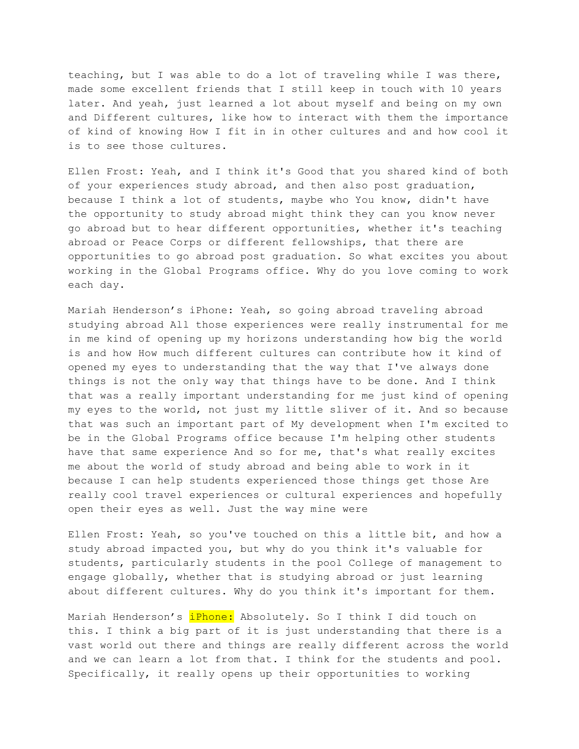teaching, but I was able to do a lot of traveling while I was there, made some excellent friends that I still keep in touch with 10 years later. And yeah, just learned a lot about myself and being on my own and Different cultures, like how to interact with them the importance of kind of knowing How I fit in in other cultures and and how cool it is to see those cultures.

Ellen Frost: Yeah, and I think it's Good that you shared kind of both of your experiences study abroad, and then also post graduation, because I think a lot of students, maybe who You know, didn't have the opportunity to study abroad might think they can you know never go abroad but to hear different opportunities, whether it's teaching abroad or Peace Corps or different fellowships, that there are opportunities to go abroad post graduation. So what excites you about working in the Global Programs office. Why do you love coming to work each day.

Mariah Henderson's iPhone: Yeah, so going abroad traveling abroad studying abroad All those experiences were really instrumental for me in me kind of opening up my horizons understanding how big the world is and how How much different cultures can contribute how it kind of opened my eyes to understanding that the way that I've always done things is not the only way that things have to be done. And I think that was a really important understanding for me just kind of opening my eyes to the world, not just my little sliver of it. And so because that was such an important part of My development when I'm excited to be in the Global Programs office because I'm helping other students have that same experience And so for me, that's what really excites me about the world of study abroad and being able to work in it because I can help students experienced those things get those Are really cool travel experiences or cultural experiences and hopefully open their eyes as well. Just the way mine were

Ellen Frost: Yeah, so you've touched on this a little bit, and how a study abroad impacted you, but why do you think it's valuable for students, particularly students in the pool College of management to engage globally, whether that is studying abroad or just learning about different cultures. Why do you think it's important for them.

Mariah Henderson's iPhone: Absolutely. So I think I did touch on this. I think a big part of it is just understanding that there is a vast world out there and things are really different across the world and we can learn a lot from that. I think for the students and pool. Specifically, it really opens up their opportunities to working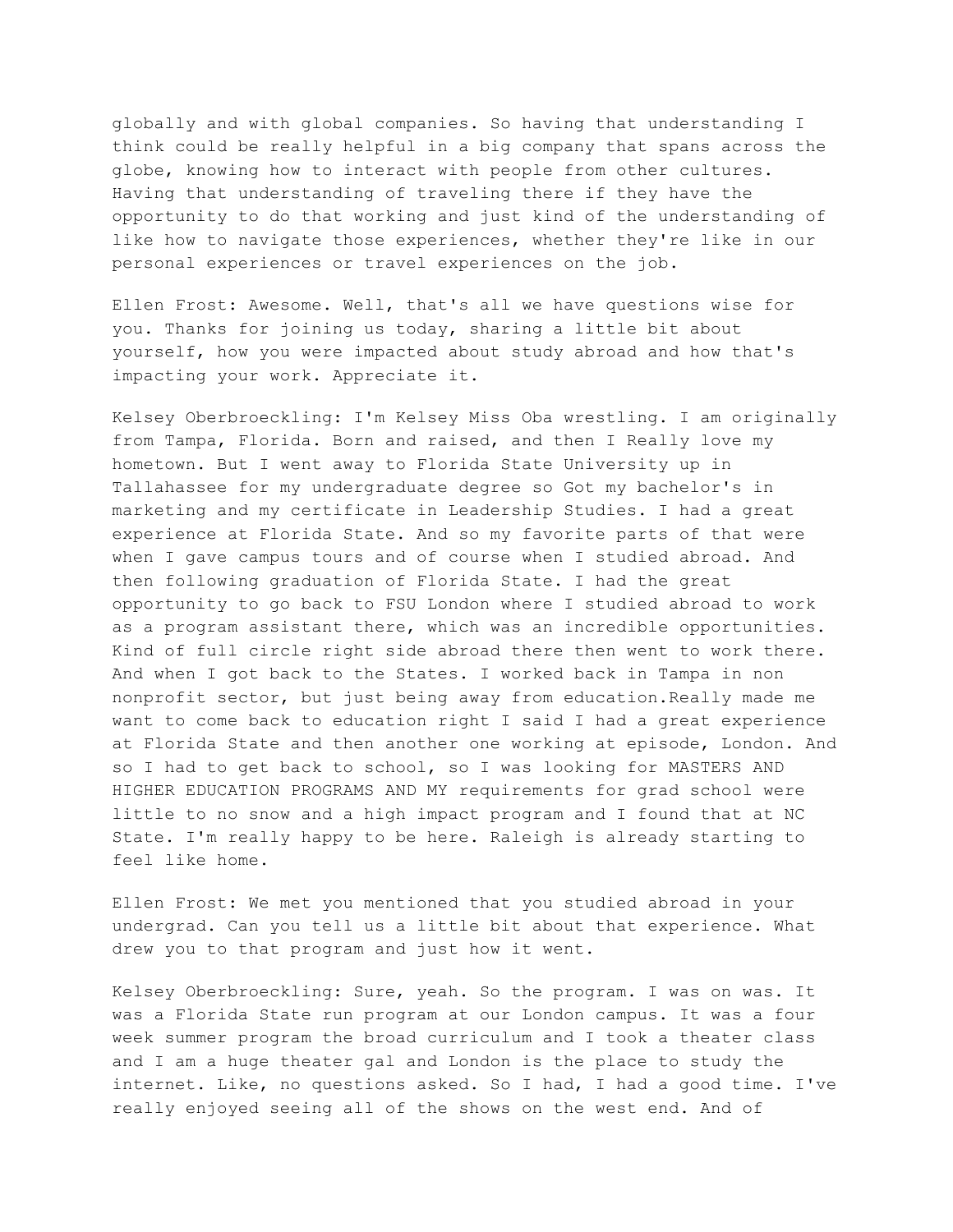globally and with global companies. So having that understanding I think could be really helpful in a big company that spans across the globe, knowing how to interact with people from other cultures. Having that understanding of traveling there if they have the opportunity to do that working and just kind of the understanding of like how to navigate those experiences, whether they're like in our personal experiences or travel experiences on the job.

Ellen Frost: Awesome. Well, that's all we have questions wise for you. Thanks for joining us today, sharing a little bit about yourself, how you were impacted about study abroad and how that's impacting your work. Appreciate it.

Kelsey Oberbroeckling: I'm Kelsey Miss Oba wrestling. I am originally from Tampa, Florida. Born and raised, and then I Really love my hometown. But I went away to Florida State University up in Tallahassee for my undergraduate degree so Got my bachelor's in marketing and my certificate in Leadership Studies. I had a great experience at Florida State. And so my favorite parts of that were when I gave campus tours and of course when I studied abroad. And then following graduation of Florida State. I had the great opportunity to go back to FSU London where I studied abroad to work as a program assistant there, which was an incredible opportunities. Kind of full circle right side abroad there then went to work there. And when I got back to the States. I worked back in Tampa in non nonprofit sector, but just being away from education.Really made me want to come back to education right I said I had a great experience at Florida State and then another one working at episode, London. And so I had to get back to school, so I was looking for MASTERS AND HIGHER EDUCATION PROGRAMS AND MY requirements for grad school were little to no snow and a high impact program and I found that at NC State. I'm really happy to be here. Raleigh is already starting to feel like home.

Ellen Frost: We met you mentioned that you studied abroad in your undergrad. Can you tell us a little bit about that experience. What drew you to that program and just how it went.

Kelsey Oberbroeckling: Sure, yeah. So the program. I was on was. It was a Florida State run program at our London campus. It was a four week summer program the broad curriculum and I took a theater class and I am a huge theater gal and London is the place to study the internet. Like, no questions asked. So I had, I had a good time. I've really enjoyed seeing all of the shows on the west end. And of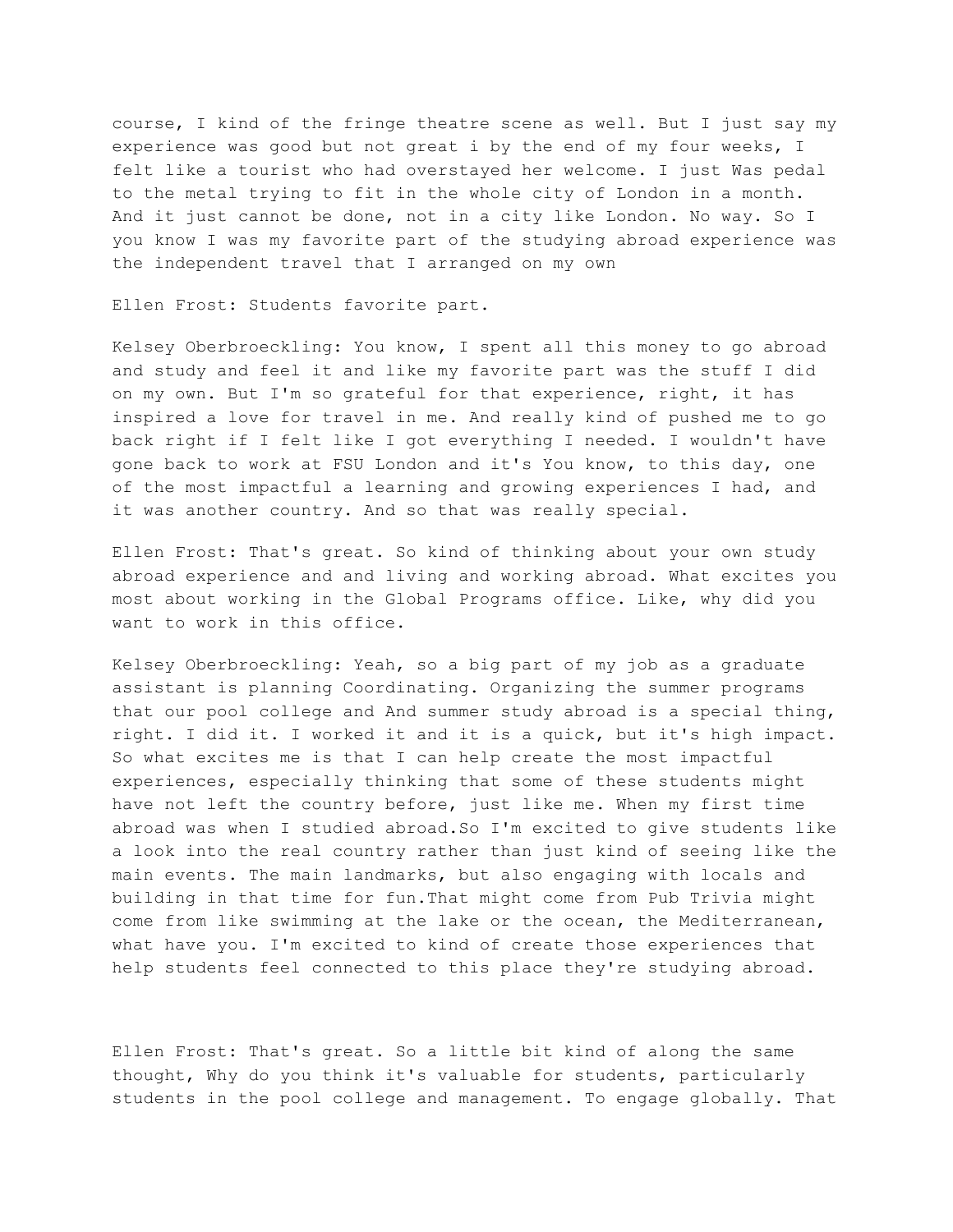course, I kind of the fringe theatre scene as well. But I just say my experience was good but not great i by the end of my four weeks, I felt like a tourist who had overstayed her welcome. I just Was pedal to the metal trying to fit in the whole city of London in a month. And it just cannot be done, not in a city like London. No way. So I you know I was my favorite part of the studying abroad experience was the independent travel that I arranged on my own

Ellen Frost: Students favorite part.

Kelsey Oberbroeckling: You know, I spent all this money to go abroad and study and feel it and like my favorite part was the stuff I did on my own. But I'm so grateful for that experience, right, it has inspired a love for travel in me. And really kind of pushed me to go back right if I felt like I got everything I needed. I wouldn't have gone back to work at FSU London and it's You know, to this day, one of the most impactful a learning and growing experiences I had, and it was another country. And so that was really special.

Ellen Frost: That's great. So kind of thinking about your own study abroad experience and and living and working abroad. What excites you most about working in the Global Programs office. Like, why did you want to work in this office.

Kelsey Oberbroeckling: Yeah, so a big part of my job as a graduate assistant is planning Coordinating. Organizing the summer programs that our pool college and And summer study abroad is a special thing, right. I did it. I worked it and it is a quick, but it's high impact. So what excites me is that I can help create the most impactful experiences, especially thinking that some of these students might have not left the country before, just like me. When my first time abroad was when I studied abroad.So I'm excited to give students like a look into the real country rather than just kind of seeing like the main events. The main landmarks, but also engaging with locals and building in that time for fun.That might come from Pub Trivia might come from like swimming at the lake or the ocean, the Mediterranean, what have you. I'm excited to kind of create those experiences that help students feel connected to this place they're studying abroad.

Ellen Frost: That's great. So a little bit kind of along the same thought, Why do you think it's valuable for students, particularly students in the pool college and management. To engage globally. That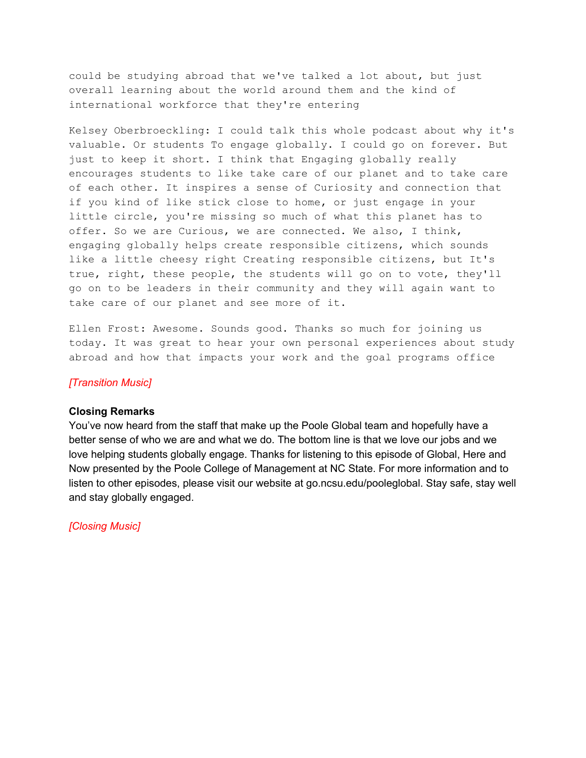could be studying abroad that we've talked a lot about, but just overall learning about the world around them and the kind of international workforce that they're entering

Kelsey Oberbroeckling: I could talk this whole podcast about why it's valuable. Or students To engage globally. I could go on forever. But just to keep it short. I think that Engaging globally really encourages students to like take care of our planet and to take care of each other. It inspires a sense of Curiosity and connection that if you kind of like stick close to home, or just engage in your little circle, you're missing so much of what this planet has to offer. So we are Curious, we are connected. We also, I think, engaging globally helps create responsible citizens, which sounds like a little cheesy right Creating responsible citizens, but It's true, right, these people, the students will go on to vote, they'll go on to be leaders in their community and they will again want to take care of our planet and see more of it.

Ellen Frost: Awesome. Sounds good. Thanks so much for joining us today. It was great to hear your own personal experiences about study abroad and how that impacts your work and the goal programs office

*[Transition Music]*

**Closing Remarks**

You've now heard from the staff that make up the Poole Global team and hopefully have a better sense of who we are and what we do. The bottom line is that we love our jobs and we love helping students globally engage. Thanks for listening to this episode of Global, Here and Now presented by the Poole College of Management at NC State. For more information and to listen to other episodes, please visit our website at go.ncsu.edu/pooleglobal. Stay safe, stay well and stay globally engaged.

*[Closing Music]*